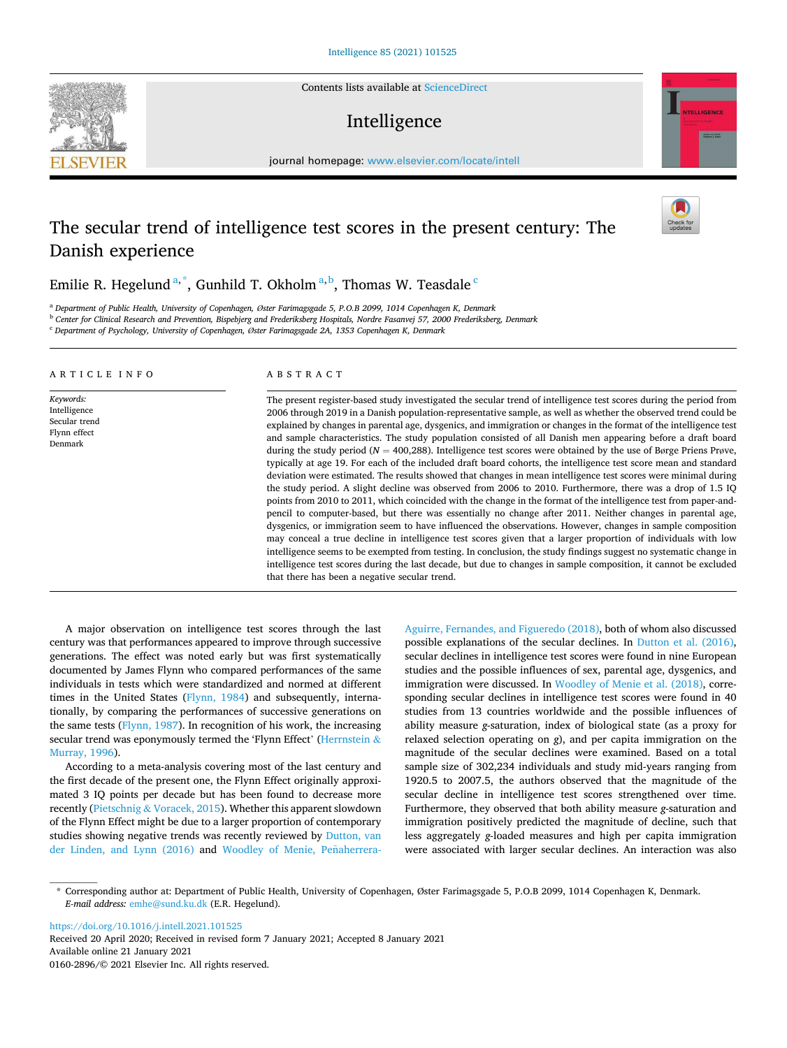# The secular trend of intelligence test scores in the present century: The Danish experience

Emilie R. Hegelund[a,*], Gunhild T. Okholm[a,b], Thomas W. Teasdale[c]

[a] Department of Public Health, University of Copenhagen, Øster Farimagsgade 5, P.O.B 2099, 1014 Copenhagen K, Denmark
[b] Center for Clinical Research and Prevention, Bispebjerg and Frederiksberg Hospitals, Nordre Fasanvej 57, 2000 Frederiksberg, Denmark
[c] Department of Psychology, University of Copenhagen, Øster Farimagsgade 2A, 1353 Copenhagen K, Denmark

## ARTICLE INFO

*Keywords:*
Intelligence
Secular trend
Flynn effect
Denmark

## ABSTRACT

The present register-based study investigated the secular trend of intelligence test scores during the period from 2006 through 2019 in a Danish population-representative sample, as well as whether the observed trend could be explained by changes in parental age, dysgenics, and immigration or changes in the format of the intelligence test and sample characteristics. The study population consisted of all Danish men appearing before a draft board during the study period ($N = 400{,}288$). Intelligence test scores were obtained by the use of Børge Priens Prøve, typically at age 19. For each of the included draft board cohorts, the intelligence test score mean and standard deviation were estimated. The results showed that changes in mean intelligence test scores were minimal during the study period. A slight decline was observed from 2006 to 2010. Furthermore, there was a drop of 1.5 IQ points from 2010 to 2011, which coincided with the change in the format of the intelligence test from paper-and-pencil to computer-based, but there was essentially no change after 2011. Neither changes in parental age, dysgenics, or immigration seem to have influenced the observations. However, changes in sample composition may conceal a true decline in intelligence test scores given that a larger proportion of individuals with low intelligence seems to be exempted from testing. In conclusion, the study findings suggest no systematic change in intelligence test scores during the last decade, but due to changes in sample composition, it cannot be excluded that there has been a negative secular trend.

A major observation on intelligence test scores through the last century was that performances appeared to improve through successive generations. The effect was noted early but was first systematically documented by James Flynn who compared performances of the same individuals in tests which were standardized and normed at different times in the United States (Flynn, 1984) and subsequently, internationally, by comparing the performances of successive generations on the same tests (Flynn, 1987). In recognition of his work, the increasing secular trend was eponymously termed the 'Flynn Effect' (Herrnstein & Murray, 1996).

According to a meta-analysis covering most of the last century and the first decade of the present one, the Flynn Effect originally approximated 3 IQ points per decade but has been found to decrease more recently (Pietschnig & Voracek, 2015). Whether this apparent slowdown of the Flynn Effect might be due to a larger proportion of contemporary studies showing negative trends was recently reviewed by Dutton, van der Linden, and Lynn (2016) and Woodley of Menie, Peñaherrera-Aguirre, Fernandes, and Figueredo (2018), both of whom also discussed possible explanations of the secular declines. In Dutton et al. (2016), secular declines in intelligence test scores were found in nine European studies and the possible influences of sex, parental age, dysgenics, and immigration were discussed. In Woodley of Menie et al. (2018), corresponding secular declines in intelligence test scores were found in 40 studies from 13 countries worldwide and the possible influences of ability measure *g*-saturation, index of biological state (as a proxy for relaxed selection operating on *g*), and per capita immigration on the magnitude of the secular declines were examined. Based on a total sample size of 302,234 individuals and study mid-years ranging from 1920.5 to 2007.5, the authors observed that the magnitude of the secular decline in intelligence test scores strengthened over time. Furthermore, they observed that both ability measure *g*-saturation and immigration positively predicted the magnitude of decline, such that less aggregately *g*-loaded measures and high per capita immigration were associated with larger secular declines. An interaction was also

\* Corresponding author at: Department of Public Health, University of Copenhagen, Øster Farimagsgade 5, P.O.B 2099, 1014 Copenhagen K, Denmark.
*E-mail address:* emhe@sund.ku.dk (E.R. Hegelund).

https://doi.org/10.1016/j.intell.2021.101525
Received 20 April 2020; Received in revised form 7 January 2021; Accepted 8 January 2021
Available online 21 January 2021
0160-2896/© 2021 Elsevier Inc. All rights reserved.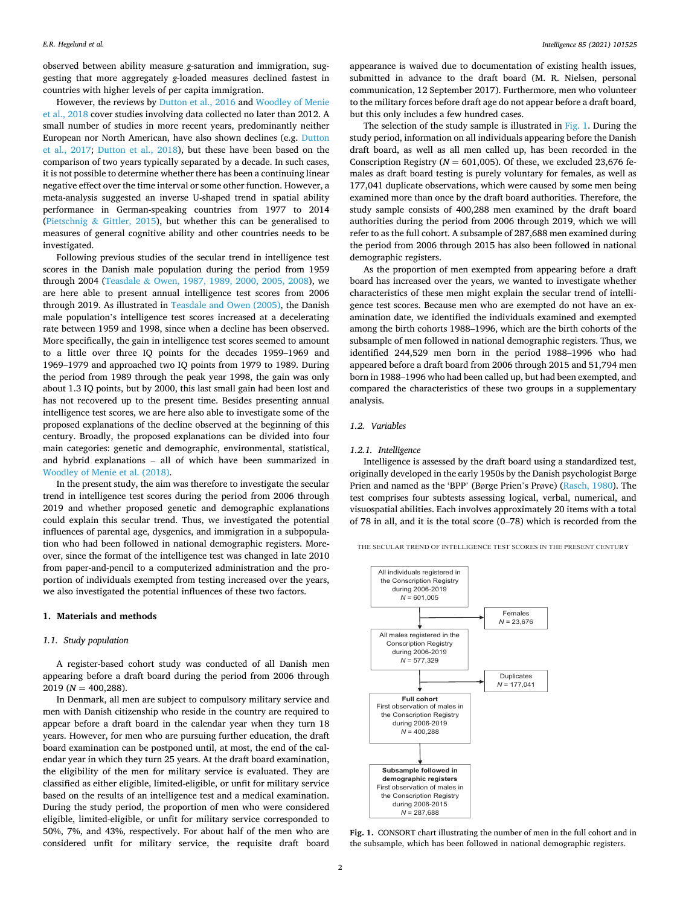observed between ability measure *g*-saturation and immigration, suggesting that more aggregately *g*-loaded measures declined fastest in countries with higher levels of per capita immigration.

However, the reviews by Dutton et al., 2016 and Woodley of Menie et al., 2018 cover studies involving data collected no later than 2012. A small number of studies in more recent years, predominantly neither European nor North American, have also shown declines (e.g. Dutton et al., 2017; Dutton et al., 2018), but these have been based on the comparison of two years typically separated by a decade. In such cases, it is not possible to determine whether there has been a continuing linear negative effect over the time interval or some other function. However, a meta-analysis suggested an inverse U-shaped trend in spatial ability performance in German-speaking countries from 1977 to 2014 (Pietschnig & Gittler, 2015), but whether this can be generalised to measures of general cognitive ability and other countries needs to be investigated.

Following previous studies of the secular trend in intelligence test scores in the Danish male population during the period from 1959 through 2004 (Teasdale & Owen, 1987, 1989, 2000, 2005, 2008), we are here able to present annual intelligence test scores from 2006 through 2019. As illustrated in Teasdale and Owen (2005), the Danish male population's intelligence test scores increased at a decelerating rate between 1959 and 1998, since when a decline has been observed. More specifically, the gain in intelligence test scores seemed to amount to a little over three IQ points for the decades 1959–1969 and 1969–1979 and approached two IQ points from 1979 to 1989. During the period from 1989 through the peak year 1998, the gain was only about 1.3 IQ points, but by 2000, this last small gain had been lost and has not recovered up to the present time. Besides presenting annual intelligence test scores, we are here also able to investigate some of the proposed explanations of the decline observed at the beginning of this century. Broadly, the proposed explanations can be divided into four main categories: genetic and demographic, environmental, statistical, and hybrid explanations – all of which have been summarized in Woodley of Menie et al. (2018).

In the present study, the aim was therefore to investigate the secular trend in intelligence test scores during the period from 2006 through 2019 and whether proposed genetic and demographic explanations could explain this secular trend. Thus, we investigated the potential influences of parental age, dysgenics, and immigration in a subpopulation who had been followed in national demographic registers. Moreover, since the format of the intelligence test was changed in late 2010 from paper-and-pencil to a computerized administration and the proportion of individuals exempted from testing increased over the years, we also investigated the potential influences of these two factors.

## 1. Materials and methods

### 1.1. Study population

A register-based cohort study was conducted of all Danish men appearing before a draft board during the period from 2006 through 2019 ($N = 400,288$).

In Denmark, all men are subject to compulsory military service and men with Danish citizenship who reside in the country are required to appear before a draft board in the calendar year when they turn 18 years. However, for men who are pursuing further education, the draft board examination can be postponed until, at most, the end of the calendar year in which they turn 25 years. At the draft board examination, the eligibility of the men for military service is evaluated. They are classified as either eligible, limited-eligible, or unfit for military service based on the results of an intelligence test and a medical examination. During the study period, the proportion of men who were considered eligible, limited-eligible, or unfit for military service corresponded to 50%, 7%, and 43%, respectively. For about half of the men who are considered unfit for military service, the requisite draft board appearance is waived due to documentation of existing health issues, submitted in advance to the draft board (M. R. Nielsen, personal communication, 12 September 2017). Furthermore, men who volunteer to the military forces before draft age do not appear before a draft board, but this only includes a few hundred cases.

The selection of the study sample is illustrated in Fig. 1. During the study period, information on all individuals appearing before the Danish draft board, as well as all men called up, has been recorded in the Conscription Registry ($N = 601,005$). Of these, we excluded 23,676 females as draft board testing is purely voluntary for females, as well as 177,041 duplicate observations, which were caused by some men being examined more than once by the draft board authorities. Therefore, the study sample consists of 400,288 men examined by the draft board authorities during the period from 2006 through 2019, which we will refer to as the full cohort. A subsample of 287,688 men examined during the period from 2006 through 2015 has also been followed in national demographic registers.

As the proportion of men exempted from appearing before a draft board has increased over the years, we wanted to investigate whether characteristics of these men might explain the secular trend of intelligence test scores. Because men who are exempted do not have an examination date, we identified the individuals examined and exempted among the birth cohorts 1988–1996, which are the birth cohorts of the subsample of men followed in national demographic registers. Thus, we identified 244,529 men born in the period 1988–1996 who had appeared before a draft board from 2006 through 2015 and 51,794 men born in 1988–1996 who had been called up, but had been exempted, and compared the characteristics of these two groups in a supplementary analysis.

### 1.2. Variables

#### 1.2.1. Intelligence

Intelligence is assessed by the draft board using a standardized test, originally developed in the early 1950s by the Danish psychologist Børge Prien and named as the 'BPP' (Børge Prien's Prøve) (Rasch, 1980). The test comprises four subtests assessing logical, verbal, numerical, and visuospatial abilities. Each involves approximately 20 items with a total of 78 in all, and it is the total score (0–78) which is recorded from the

THE SECULAR TREND OF INTELLIGENCE TEST SCORES IN THE PRESENT CENTURY

- All individuals registered in the Conscription Registry during 2006-2019, $N = 601,005$
  - → Females, $N = 23,676$
- All males registered in the Conscription Registry during 2006-2019, $N = 577,329$
  - → Duplicates, $N = 177,041$
- **Full cohort** First observation of males in the Conscription Registry during 2006-2019, $N = 400,288$
- **Subsample followed in demographic registers** First observation of males in the Conscription Registry during 2006-2015, $N = 287,688$

**Fig. 1.** CONSORT chart illustrating the number of men in the full cohort and in the subsample, which has been followed in national demographic registers.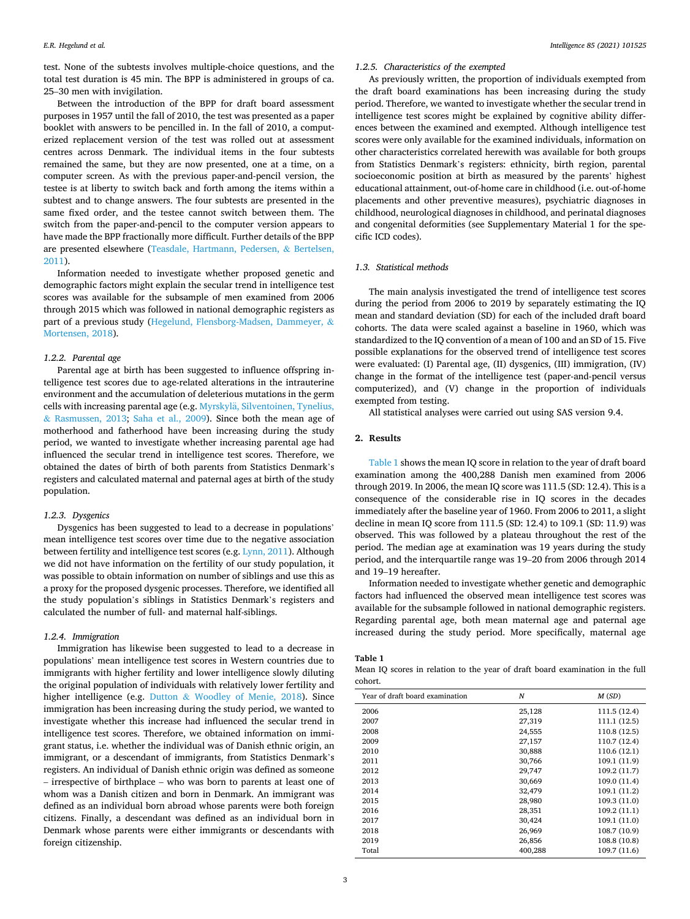test. None of the subtests involves multiple-choice questions, and the total test duration is 45 min. The BPP is administered in groups of ca. 25–30 men with invigilation.

Between the introduction of the BPP for draft board assessment purposes in 1957 until the fall of 2010, the test was presented as a paper booklet with answers to be pencilled in. In the fall of 2010, a computerized replacement version of the test was rolled out at assessment centres across Denmark. The individual items in the four subtests remained the same, but they are now presented, one at a time, on a computer screen. As with the previous paper-and-pencil version, the testee is at liberty to switch back and forth among the items within a subtest and to change answers. The four subtests are presented in the same fixed order, and the testee cannot switch between them. The switch from the paper-and-pencil to the computer version appears to have made the BPP fractionally more difficult. Further details of the BPP are presented elsewhere (Teasdale, Hartmann, Pedersen, & Bertelsen, 2011).

Information needed to investigate whether proposed genetic and demographic factors might explain the secular trend in intelligence test scores was available for the subsample of men examined from 2006 through 2015 which was followed in national demographic registers as part of a previous study (Hegelund, Flensborg-Madsen, Dammeyer, & Mortensen, 2018).

#### 1.2.2. Parental age

Parental age at birth has been suggested to influence offspring intelligence test scores due to age-related alterations in the intrauterine environment and the accumulation of deleterious mutations in the germ cells with increasing parental age (e.g. Myrskylä, Silventoinen, Tynelius, & Rasmussen, 2013; Saha et al., 2009). Since both the mean age of motherhood and fatherhood have been increasing during the study period, we wanted to investigate whether increasing parental age had influenced the secular trend in intelligence test scores. Therefore, we obtained the dates of birth of both parents from Statistics Denmark's registers and calculated maternal and paternal ages at birth of the study population.

#### 1.2.3. Dysgenics

Dysgenics has been suggested to lead to a decrease in populations' mean intelligence test scores over time due to the negative association between fertility and intelligence test scores (e.g. Lynn, 2011). Although we did not have information on the fertility of our study population, it was possible to obtain information on number of siblings and use this as a proxy for the proposed dysgenic processes. Therefore, we identified all the study population's siblings in Statistics Denmark's registers and calculated the number of full- and maternal half-siblings.

#### 1.2.4. Immigration

Immigration has likewise been suggested to lead to a decrease in populations' mean intelligence test scores in Western countries due to immigrants with higher fertility and lower intelligence slowly diluting the original population of individuals with relatively lower fertility and higher intelligence (e.g. Dutton & Woodley of Menie, 2018). Since immigration has been increasing during the study period, we wanted to investigate whether this increase had influenced the secular trend in intelligence test scores. Therefore, we obtained information on immigrant status, i.e. whether the individual was of Danish ethnic origin, an immigrant, or a descendant of immigrants, from Statistics Denmark's registers. An individual of Danish ethnic origin was defined as someone – irrespective of birthplace – who was born to parents at least one of whom was a Danish citizen and born in Denmark. An immigrant was defined as an individual born abroad whose parents were both foreign citizens. Finally, a descendant was defined as an individual born in Denmark whose parents were either immigrants or descendants with foreign citizenship.

#### 1.2.5. Characteristics of the exempted

As previously written, the proportion of individuals exempted from the draft board examinations has been increasing during the study period. Therefore, we wanted to investigate whether the secular trend in intelligence test scores might be explained by cognitive ability differences between the examined and exempted. Although intelligence test scores were only available for the examined individuals, information on other characteristics correlated herewith was available for both groups from Statistics Denmark's registers: ethnicity, birth region, parental socioeconomic position at birth as measured by the parents' highest educational attainment, out-of-home care in childhood (i.e. out-of-home placements and other preventive measures), psychiatric diagnoses in childhood, neurological diagnoses in childhood, and perinatal diagnoses and congenital deformities (see Supplementary Material 1 for the specific ICD codes).

### 1.3. Statistical methods

The main analysis investigated the trend of intelligence test scores during the period from 2006 to 2019 by separately estimating the IQ mean and standard deviation (SD) for each of the included draft board cohorts. The data were scaled against a baseline in 1960, which was standardized to the IQ convention of a mean of 100 and an SD of 15. Five possible explanations for the observed trend of intelligence test scores were evaluated: (I) Parental age, (II) dysgenics, (III) immigration, (IV) change in the format of the intelligence test (paper-and-pencil versus computerized), and (V) change in the proportion of individuals exempted from testing.

All statistical analyses were carried out using SAS version 9.4.

## 2. Results

Table 1 shows the mean IQ score in relation to the year of draft board examination among the 400,288 Danish men examined from 2006 through 2019. In 2006, the mean IQ score was 111.5 (SD: 12.4). This is a consequence of the considerable rise in IQ scores in the decades immediately after the baseline year of 1960. From 2006 to 2011, a slight decline in mean IQ score from 111.5 (SD: 12.4) to 109.1 (SD: 11.9) was observed. This was followed by a plateau throughout the rest of the period. The median age at examination was 19 years during the study period, and the interquartile range was 19–20 from 2006 through 2014 and 19–19 hereafter.

Information needed to investigate whether genetic and demographic factors had influenced the observed mean intelligence test scores was available for the subsample followed in national demographic registers. Regarding parental age, both mean maternal age and paternal age increased during the study period. More specifically, maternal age

**Table 1**
Mean IQ scores in relation to the year of draft board examination in the full cohort.

| Year of draft board examination | *N* | *M* (*SD*) |
|---|---|---|
| 2006 | 25,128 | 111.5 (12.4) |
| 2007 | 27,319 | 111.1 (12.5) |
| 2008 | 24,555 | 110.8 (12.5) |
| 2009 | 27,157 | 110.7 (12.4) |
| 2010 | 30,888 | 110.6 (12.1) |
| 2011 | 30,766 | 109.1 (11.9) |
| 2012 | 29,747 | 109.2 (11.7) |
| 2013 | 30,669 | 109.0 (11.4) |
| 2014 | 32,479 | 109.1 (11.2) |
| 2015 | 28,980 | 109.3 (11.0) |
| 2016 | 28,351 | 109.2 (11.1) |
| 2017 | 30,424 | 109.1 (11.0) |
| 2018 | 26,969 | 108.7 (10.9) |
| 2019 | 26,856 | 108.8 (10.8) |
| Total | 400,288 | 109.7 (11.6) |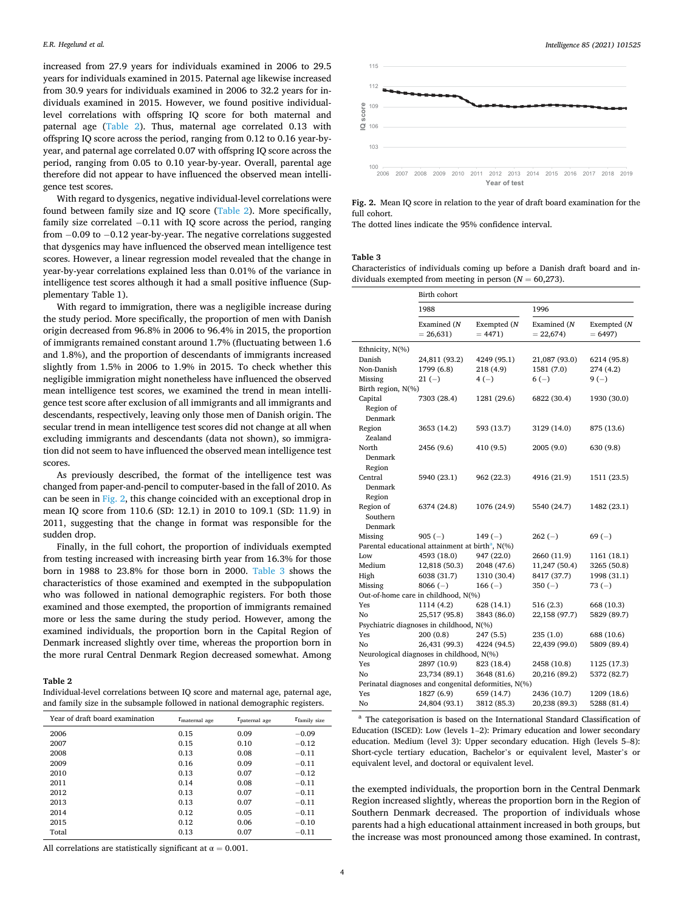increased from 27.9 years for individuals examined in 2006 to 29.5 years for individuals examined in 2015. Paternal age likewise increased from 30.9 years for individuals examined in 2006 to 32.2 years for individuals examined in 2015. However, we found positive individual-level correlations with offspring IQ score for both maternal and paternal age (Table 2). Thus, maternal age correlated 0.13 with offspring IQ score across the period, ranging from 0.12 to 0.16 year-by-year, and paternal age correlated 0.07 with offspring IQ score across the period, ranging from 0.05 to 0.10 year-by-year. Overall, parental age therefore did not appear to have influenced the observed mean intelligence test scores.

With regard to dysgenics, negative individual-level correlations were found between family size and IQ score (Table 2). More specifically, family size correlated −0.11 with IQ score across the period, ranging from −0.09 to −0.12 year-by-year. The negative correlations suggested that dysgenics may have influenced the observed mean intelligence test scores. However, a linear regression model revealed that the change in year-by-year correlations explained less than 0.01% of the variance in intelligence test scores although it had a small positive influence (Supplementary Table 1).

With regard to immigration, there was a negligible increase during the study period. More specifically, the proportion of men with Danish origin decreased from 96.8% in 2006 to 96.4% in 2015, the proportion of immigrants remained constant around 1.7% (fluctuating between 1.6 and 1.8%), and the proportion of descendants of immigrants increased slightly from 1.5% in 2006 to 1.9% in 2015. To check whether this negligible immigration might nonetheless have influenced the observed mean intelligence test scores, we examined the trend in mean intelligence test score after exclusion of all immigrants and all immigrants and descendants, respectively, leaving only those men of Danish origin. The secular trend in mean intelligence test scores did not change at all when excluding immigrants and descendants (data not shown), so immigration did not seem to have influenced the observed mean intelligence test scores.

As previously described, the format of the intelligence test was changed from paper-and-pencil to computer-based in the fall of 2010. As can be seen in Fig. 2, this change coincided with an exceptional drop in mean IQ score from 110.6 (SD: 12.1) in 2010 to 109.1 (SD: 11.9) in 2011, suggesting that the change in format was responsible for the sudden drop.

Finally, in the full cohort, the proportion of individuals exempted from testing increased with increasing birth year from 16.3% for those born in 1988 to 23.8% for those born in 2000. Table 3 shows the characteristics of those examined and exempted in the subpopulation who was followed in national demographic registers. For both those examined and those exempted, the proportion of immigrants remained more or less the same during the study period. However, among the examined individuals, the proportion born in the Capital Region of Denmark increased slightly over time, whereas the proportion born in the more rural Central Denmark Region decreased somewhat. Among the exempted individuals, the proportion born in the Central Denmark Region increased slightly, whereas the proportion born in the Region of Southern Denmark decreased. The proportion of individuals whose parents had a high educational attainment increased in both groups, but the increase was most pronounced among those examined. In contrast,

**Table 2**
Individual-level correlations between IQ score and maternal age, paternal age, and family size in the subsample followed in national demographic registers.

| Year of draft board examination | $r_{maternal\ age}$ | $r_{paternal\ age}$ | $r_{family\ size}$ |
|---|---|---|---|
| 2006 | 0.15 | 0.09 | −0.09 |
| 2007 | 0.15 | 0.10 | −0.12 |
| 2008 | 0.13 | 0.08 | −0.11 |
| 2009 | 0.16 | 0.09 | −0.11 |
| 2010 | 0.13 | 0.07 | −0.12 |
| 2011 | 0.14 | 0.08 | −0.11 |
| 2012 | 0.13 | 0.07 | −0.11 |
| 2013 | 0.13 | 0.07 | −0.11 |
| 2014 | 0.12 | 0.05 | −0.11 |
| 2015 | 0.12 | 0.06 | −0.10 |
| Total | 0.13 | 0.07 | −0.11 |

All correlations are statistically significant at α = 0.001.

**Fig. 2.** Mean IQ score in relation to the year of draft board examination for the full cohort.
The dotted lines indicate the 95% confidence interval.

**Table 3**
Characteristics of individuals coming up before a Danish draft board and individuals exempted from meeting in person (N = 60,273).

| | Birth cohort | | | |
|---|---|---|---|---|
| | 1988 | | 1996 | |
| | Examined (N = 26,631) | Exempted (N = 4471) | Examined (N = 22,674) | Exempted (N = 6497) |
| Ethnicity, N(%) | | | | |
| Danish | 24,811 (93.2) | 4249 (95.1) | 21,087 (93.0) | 6214 (95.8) |
| Non-Danish | 1799 (6.8) | 218 (4.9) | 1581 (7.0) | 274 (4.2) |
| Missing | 21 (–) | 4 (–) | 6 (–) | 9 (–) |
| Birth region, N(%) | | | | |
| Capital Region of Denmark | 7303 (28.4) | 1281 (29.6) | 6822 (30.4) | 1930 (30.0) |
| Region Zealand | 3653 (14.2) | 593 (13.7) | 3129 (14.0) | 875 (13.6) |
| North Denmark Region | 2456 (9.6) | 410 (9.5) | 2005 (9.0) | 630 (9.8) |
| Central Denmark Region | 5940 (23.1) | 962 (22.3) | 4916 (21.9) | 1511 (23.5) |
| Region of Southern Denmark | 6374 (24.8) | 1076 (24.9) | 5540 (24.7) | 1482 (23.1) |
| Missing | 905 (–) | 149 (–) | 262 (–) | 69 (–) |
| Parental educational attainment at birth[a], N(%) | | | | |
| Low | 4593 (18.0) | 947 (22.0) | 2660 (11.9) | 1161 (18.1) |
| Medium | 12,818 (50.3) | 2048 (47.6) | 11,247 (50.4) | 3265 (50.8) |
| High | 6038 (31.7) | 1310 (30.4) | 8417 (37.7) | 1998 (31.1) |
| Missing | 8066 (–) | 166 (–) | 350 (–) | 73 (–) |
| Out-of-home care in childhood, N(%) | | | | |
| Yes | 1114 (4.2) | 628 (14.1) | 516 (2.3) | 668 (10.3) |
| No | 25,517 (95.8) | 3843 (86.0) | 22,158 (97.7) | 5829 (89.7) |
| Psychiatric diagnoses in childhood, N(%) | | | | |
| Yes | 200 (0.8) | 247 (5.5) | 235 (1.0) | 688 (10.6) |
| No | 26,431 (99.3) | 4224 (94.5) | 22,439 (99.0) | 5809 (89.4) |
| Neurological diagnoses in childhood, N(%) | | | | |
| Yes | 2897 (10.9) | 823 (18.4) | 2458 (10.8) | 1125 (17.3) |
| No | 23,734 (89.1) | 3648 (81.6) | 20,216 (89.2) | 5372 (82.7) |
| Perinatal diagnoses and congenital deformities, N(%) | | | | |
| Yes | 1827 (6.9) | 659 (14.7) | 2436 (10.7) | 1209 (18.6) |
| No | 24,804 (93.1) | 3812 (85.3) | 20,238 (89.3) | 5288 (81.4) |

[a] The categorisation is based on the International Standard Classification of Education (ISCED): Low (levels 1–2): Primary education and lower secondary education. Medium (level 3): Upper secondary education. High (levels 5–8): Short-cycle tertiary education, Bachelor's or equivalent level, Master's or equivalent level, and doctoral or equivalent level.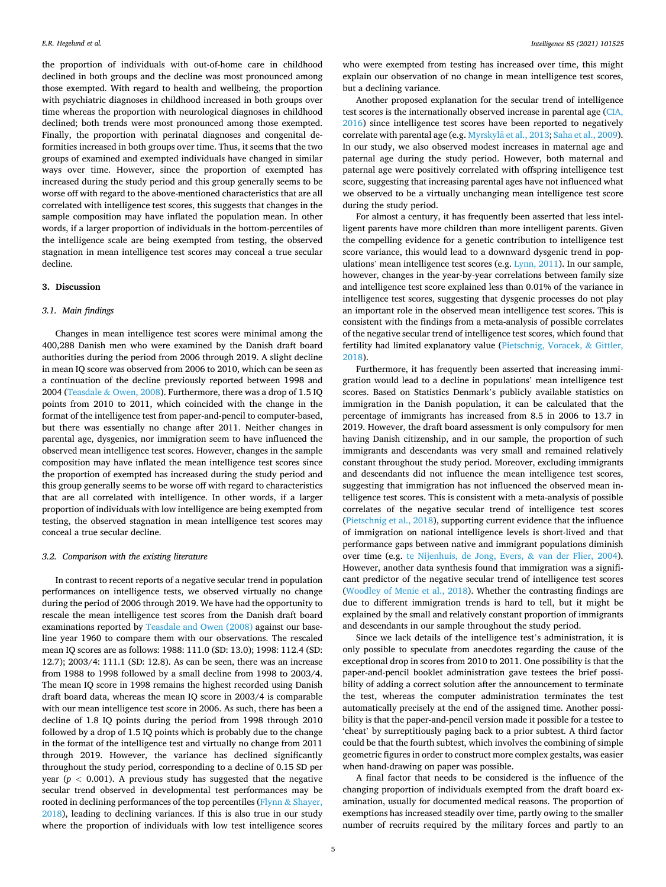the proportion of individuals with out-of-home care in childhood declined in both groups and the decline was most pronounced among those exempted. With regard to health and wellbeing, the proportion with psychiatric diagnoses in childhood increased in both groups over time whereas the proportion with neurological diagnoses in childhood declined; both trends were most pronounced among those exempted. Finally, the proportion with perinatal diagnoses and congenital deformities increased in both groups over time. Thus, it seems that the two groups of examined and exempted individuals have changed in similar ways over time. However, since the proportion of exempted has increased during the study period and this group generally seems to be worse off with regard to the above-mentioned characteristics that are all correlated with intelligence test scores, this suggests that changes in the sample composition may have inflated the population mean. In other words, if a larger proportion of individuals in the bottom-percentiles of the intelligence scale are being exempted from testing, the observed stagnation in mean intelligence test scores may conceal a true secular decline.

## 3. Discussion

### 3.1. Main findings

Changes in mean intelligence test scores were minimal among the 400,288 Danish men who were examined by the Danish draft board authorities during the period from 2006 through 2019. A slight decline in mean IQ score was observed from 2006 to 2010, which can be seen as a continuation of the decline previously reported between 1998 and 2004 (Teasdale & Owen, 2008). Furthermore, there was a drop of 1.5 IQ points from 2010 to 2011, which coincided with the change in the format of the intelligence test from paper-and-pencil to computer-based, but there was essentially no change after 2011. Neither changes in parental age, dysgenics, nor immigration seem to have influenced the observed mean intelligence test scores. However, changes in the sample composition may have inflated the mean intelligence test scores since the proportion of exempted has increased during the study period and this group generally seems to be worse off with regard to characteristics that are all correlated with intelligence. In other words, if a larger proportion of individuals with low intelligence are being exempted from testing, the observed stagnation in mean intelligence test scores may conceal a true secular decline.

### 3.2. Comparison with the existing literature

In contrast to recent reports of a negative secular trend in population performances on intelligence tests, we observed virtually no change during the period of 2006 through 2019. We have had the opportunity to rescale the mean intelligence test scores from the Danish draft board examinations reported by Teasdale and Owen (2008) against our baseline year 1960 to compare them with our observations. The rescaled mean IQ scores are as follows: 1988: 111.0 (SD: 13.0); 1998: 112.4 (SD: 12.7); 2003/4: 111.1 (SD: 12.8). As can be seen, there was an increase from 1988 to 1998 followed by a small decline from 1998 to 2003/4. The mean IQ score in 1998 remains the highest recorded using Danish draft board data, whereas the mean IQ score in 2003/4 is comparable with our mean intelligence test score in 2006. As such, there has been a decline of 1.8 IQ points during the period from 1998 through 2010 followed by a drop of 1.5 IQ points which is probably due to the change in the format of the intelligence test and virtually no change from 2011 through 2019. However, the variance has declined significantly throughout the study period, corresponding to a decline of 0.15 SD per year ($p < 0.001$). A previous study has suggested that the negative secular trend observed in developmental test performances may be rooted in declining performances of the top percentiles (Flynn & Shayer, 2018), leading to declining variances. If this is also true in our study where the proportion of individuals with low test intelligence scores who were exempted from testing has increased over time, this might explain our observation of no change in mean intelligence test scores, but a declining variance.

Another proposed explanation for the secular trend of intelligence test scores is the internationally observed increase in parental age (CIA, 2016) since intelligence test scores have been reported to negatively correlate with parental age (e.g. Myrskylä et al., 2013; Saha et al., 2009). In our study, we also observed modest increases in maternal age and paternal age during the study period. However, both maternal and paternal age were positively correlated with offspring intelligence test score, suggesting that increasing parental ages have not influenced what we observed to be a virtually unchanging mean intelligence test score during the study period.

For almost a century, it has frequently been asserted that less intelligent parents have more children than more intelligent parents. Given the compelling evidence for a genetic contribution to intelligence test score variance, this would lead to a downward dysgenic trend in populations' mean intelligence test scores (e.g. Lynn, 2011). In our sample, however, changes in the year-by-year correlations between family size and intelligence test score explained less than 0.01% of the variance in intelligence test scores, suggesting that dysgenic processes do not play an important role in the observed mean intelligence test scores. This is consistent with the findings from a meta-analysis of possible correlates of the negative secular trend of intelligence test scores, which found that fertility had limited explanatory value (Pietschnig, Voracek, & Gittler, 2018).

Furthermore, it has frequently been asserted that increasing immigration would lead to a decline in populations' mean intelligence test scores. Based on Statistics Denmark's publicly available statistics on immigration in the Danish population, it can be calculated that the percentage of immigrants has increased from 8.5 in 2006 to 13.7 in 2019. However, the draft board assessment is only compulsory for men having Danish citizenship, and in our sample, the proportion of such immigrants and descendants was very small and remained relatively constant throughout the study period. Moreover, excluding immigrants and descendants did not influence the mean intelligence test scores, suggesting that immigration has not influenced the observed mean intelligence test scores. This is consistent with a meta-analysis of possible correlates of the negative secular trend of intelligence test scores (Pietschnig et al., 2018), supporting current evidence that the influence of immigration on national intelligence levels is short-lived and that performance gaps between native and immigrant populations diminish over time (e.g. te Nijenhuis, de Jong, Evers, & van der Flier, 2004). However, another data synthesis found that immigration was a significant predictor of the negative secular trend of intelligence test scores (Woodley of Menie et al., 2018). Whether the contrasting findings are due to different immigration trends is hard to tell, but it might be explained by the small and relatively constant proportion of immigrants and descendants in our sample throughout the study period.

Since we lack details of the intelligence test's administration, it is only possible to speculate from anecdotes regarding the cause of the exceptional drop in scores from 2010 to 2011. One possibility is that the paper-and-pencil booklet administration gave testees the brief possibility of adding a correct solution after the announcement to terminate the test, whereas the computer administration terminates the test automatically precisely at the end of the assigned time. Another possibility is that the paper-and-pencil version made it possible for a testee to 'cheat' by surreptitiously paging back to a prior subtest. A third factor could be that the fourth subtest, which involves the combining of simple geometric figures in order to construct more complex gestalts, was easier when hand-drawing on paper was possible.

A final factor that needs to be considered is the influence of the changing proportion of individuals exempted from the draft board examination, usually for documented medical reasons. The proportion of exemptions has increased steadily over time, partly owing to the smaller number of recruits required by the military forces and partly to an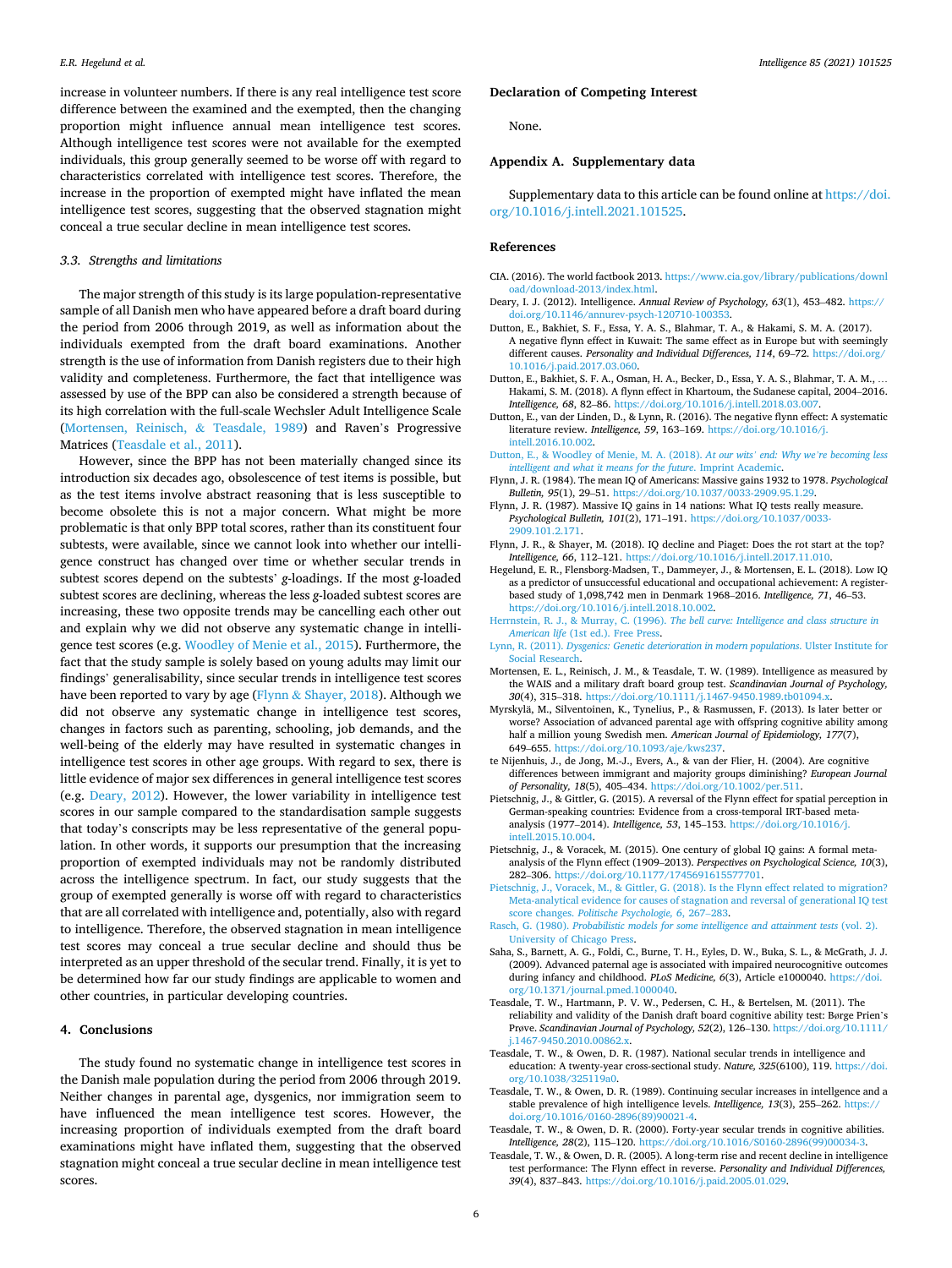increase in volunteer numbers. If there is any real intelligence test score difference between the examined and the exempted, then the changing proportion might influence annual mean intelligence test scores. Although intelligence test scores were not available for the exempted individuals, this group generally seemed to be worse off with regard to characteristics correlated with intelligence test scores. Therefore, the increase in the proportion of exempted might have inflated the mean intelligence test scores, suggesting that the observed stagnation might conceal a true secular decline in mean intelligence test scores.

### 3.3. Strengths and limitations

The major strength of this study is its large population-representative sample of all Danish men who have appeared before a draft board during the period from 2006 through 2019, as well as information about the individuals exempted from the draft board examinations. Another strength is the use of information from Danish registers due to their high validity and completeness. Furthermore, the fact that intelligence was assessed by use of the BPP can also be considered a strength because of its high correlation with the full-scale Wechsler Adult Intelligence Scale (Mortensen, Reinisch, & Teasdale, 1989) and Raven's Progressive Matrices (Teasdale et al., 2011).

However, since the BPP has not been materially changed since its introduction six decades ago, obsolescence of test items is possible, but as the test items involve abstract reasoning that is less susceptible to become obsolete this is not a major concern. What might be more problematic is that only BPP total scores, rather than its constituent four subtests, were available, since we cannot look into whether our intelligence construct has changed over time or whether secular trends in subtest scores depend on the subtests' *g*-loadings. If the most *g*-loaded subtest scores are declining, whereas the less *g*-loaded subtest scores are increasing, these two opposite trends may be cancelling each other out and explain why we did not observe any systematic change in intelligence test scores (e.g. Woodley of Menie et al., 2015). Furthermore, the fact that the study sample is solely based on young adults may limit our findings' generalisability, since secular trends in intelligence test scores have been reported to vary by age (Flynn & Shayer, 2018). Although we did not observe any systematic change in intelligence test scores, changes in factors such as parenting, schooling, job demands, and the well-being of the elderly may have resulted in systematic changes in intelligence test scores in other age groups. With regard to sex, there is little evidence of major sex differences in general intelligence test scores (e.g. Deary, 2012). However, the lower variability in intelligence test scores in our sample compared to the standardisation sample suggests that today's conscripts may be less representative of the general population. In other words, it supports our presumption that the increasing proportion of exempted individuals may not be randomly distributed across the intelligence spectrum. In fact, our study suggests that the group of exempted generally is worse off with regard to characteristics that are all correlated with intelligence and, potentially, also with regard to intelligence. Therefore, the observed stagnation in mean intelligence test scores may conceal a true secular decline and should thus be interpreted as an upper threshold of the secular trend. Finally, it is yet to be determined how far our study findings are applicable to women and other countries, in particular developing countries.

## 4. Conclusions

The study found no systematic change in intelligence test scores in the Danish male population during the period from 2006 through 2019. Neither changes in parental age, dysgenics, nor immigration seem to have influenced the mean intelligence test scores. However, the increasing proportion of individuals exempted from the draft board examinations might have inflated them, suggesting that the observed stagnation might conceal a true secular decline in mean intelligence test scores.

## Declaration of Competing Interest

None.

## Appendix A. Supplementary data

Supplementary data to this article can be found online at https://doi.org/10.1016/j.intell.2021.101525.

## References

CIA. (2016). The world factbook 2013. https://www.cia.gov/library/publications/download/download-2013/index.html.

Deary, I. J. (2012). Intelligence. *Annual Review of Psychology, 63*(1), 453–482. https://doi.org/10.1146/annurev-psych-120710-100353.

Dutton, E., Bakhiet, S. F., Essa, Y. A. S., Blahmar, T. A., & Hakami, S. M. A. (2017). A negative flynn effect in Kuwait: The same effect as in Europe but with seemingly different causes. *Personality and Individual Differences, 114*, 69–72. https://doi.org/10.1016/j.paid.2017.03.060.

Dutton, E., Bakhiet, S. F. A., Osman, H. A., Becker, D., Essa, Y. A. S., Blahmar, T. A. M., … Hakami, S. M. (2018). A flynn effect in Khartoum, the Sudanese capital, 2004–2016. *Intelligence, 68*, 82–86. https://doi.org/10.1016/j.intell.2018.03.007.

Dutton, E., van der Linden, D., & Lynn, R. (2016). The negative flynn effect: A systematic literature review. *Intelligence, 59*, 163–169. https://doi.org/10.1016/j.intell.2016.10.002.

Dutton, E., & Woodley of Menie, M. A. (2018). *At our wits' end: Why we're becoming less intelligent and what it means for the future.* Imprint Academic.

Flynn, J. R. (1984). The mean IQ of Americans: Massive gains 1932 to 1978. *Psychological Bulletin, 95*(1), 29–51. https://doi.org/10.1037/0033-2909.95.1.29.

Flynn, J. R. (1987). Massive IQ gains in 14 nations: What IQ tests really measure. *Psychological Bulletin, 101*(2), 171–191. https://doi.org/10.1037/0033-2909.101.2.171.

Flynn, J. R., & Shayer, M. (2018). IQ decline and Piaget: Does the rot start at the top? *Intelligence, 66*, 112–121. https://doi.org/10.1016/j.intell.2017.11.010.

Hegelund, E. R., Flensborg-Madsen, T., Dammeyer, J., & Mortensen, E. L. (2018). Low IQ as a predictor of unsuccessful educational and occupational achievement: A register-based study of 1,098,742 men in Denmark 1968–2016. *Intelligence, 71*, 46–53. https://doi.org/10.1016/j.intell.2018.10.002.

Herrnstein, R. J., & Murray, C. (1996). *The bell curve: Intelligence and class structure in American life* (1st ed.). Free Press.

Lynn, R. (2011). *Dysgenics: Genetic deterioration in modern populations.* Ulster Institute for Social Research.

Mortensen, E. L., Reinisch, J. M., & Teasdale, T. W. (1989). Intelligence as measured by the WAIS and a military draft board group test. *Scandinavian Journal of Psychology, 30*(4), 315–318. https://doi.org/10.1111/j.1467-9450.1989.tb01094.x.

Myrskylä, M., Silventoinen, K., Tynelius, P., & Rasmussen, F. (2013). Is later better or worse? Association of advanced parental age with offspring cognitive ability among half a million young Swedish men. *American Journal of Epidemiology, 177*(7), 649–655. https://doi.org/10.1093/aje/kws237.

te Nijenhuis, J., de Jong, M.-J., Evers, A., & van der Flier, H. (2004). Are cognitive differences between immigrant and majority groups diminishing? *European Journal of Personality, 18*(5), 405–434. https://doi.org/10.1002/per.511.

Pietschnig, J., & Gittler, G. (2015). A reversal of the Flynn effect for spatial perception in German-speaking countries: Evidence from a cross-temporal IRT-based meta-analysis (1977–2014). *Intelligence, 53*, 145–153. https://doi.org/10.1016/j.intell.2015.10.004.

Pietschnig, J., & Voracek, M. (2015). One century of global IQ gains: A formal meta-analysis of the Flynn effect (1909–2013). *Perspectives on Psychological Science, 10*(3), 282–306. https://doi.org/10.1177/1745691615577701.

Pietschnig, J., Voracek, M., & Gittler, G. (2018). Is the Flynn effect related to migration? Meta-analytical evidence for causes of stagnation and reversal of generational IQ test score changes. *Politische Psychologie, 6*, 267–283.

Rasch, G. (1980). *Probabilistic models for some intelligence and attainment tests* (vol. 2). University of Chicago Press.

Saha, S., Barnett, A. G., Foldi, C., Burne, T. H., Eyles, D. W., Buka, S. L., & McGrath, J. J. (2009). Advanced paternal age is associated with impaired neurocognitive outcomes during infancy and childhood. *PLoS Medicine, 6*(3), Article e1000040. https://doi.org/10.1371/journal.pmed.1000040.

Teasdale, T. W., Hartmann, P. V. W., Pedersen, C. H., & Bertelsen, M. (2011). The reliability and validity of the Danish draft board cognitive ability test: Børge Prien's Prøve. *Scandinavian Journal of Psychology, 52*(2), 126–130. https://doi.org/10.1111/j.1467-9450.2010.00862.x.

Teasdale, T. W., & Owen, D. R. (1987). National secular trends in intelligence and education: A twenty-year cross-sectional study. *Nature, 325*(6100), 119. https://doi.org/10.1038/325119a0.

Teasdale, T. W., & Owen, D. R. (1989). Continuing secular increases in intellgence and a stable prevalence of high intelligence levels. *Intelligence, 13*(3), 255–262. https://doi.org/10.1016/0160-2896(89)90021-4.

Teasdale, T. W., & Owen, D. R. (2000). Forty-year secular trends in cognitive abilities. *Intelligence, 28*(2), 115–120. https://doi.org/10.1016/S0160-2896(99)00034-3.

Teasdale, T. W., & Owen, D. R. (2005). A long-term rise and recent decline in intelligence test performance: The Flynn effect in reverse. *Personality and Individual Differences, 39*(4), 837–843. https://doi.org/10.1016/j.paid.2005.01.029.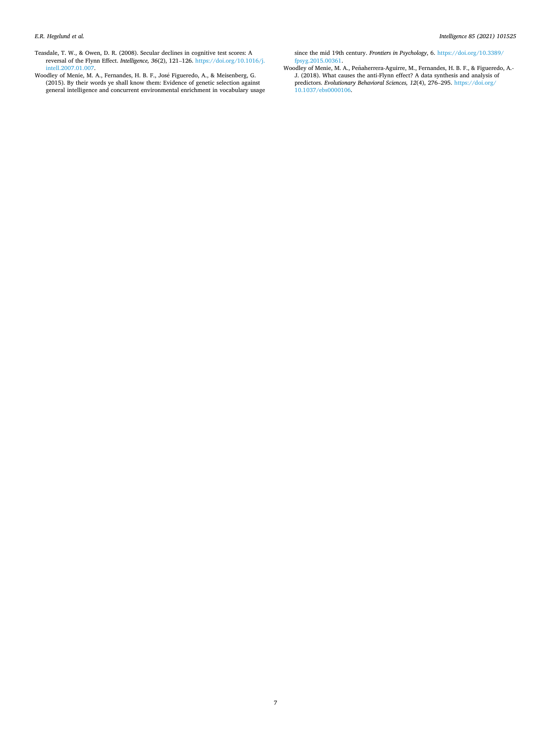Teasdale, T. W., & Owen, D. R. (2008). Secular declines in cognitive test scores: A reversal of the Flynn Effect. *Intelligence, 36*(2), 121–126. https://doi.org/10.1016/j.intell.2007.01.007.

Woodley of Menie, M. A., Fernandes, H. B. F., José Figueredo, A., & Meisenberg, G. (2015). By their words ye shall know them: Evidence of genetic selection against general intelligence and concurrent environmental enrichment in vocabulary usage since the mid 19th century. *Frontiers in Psychology*, 6. https://doi.org/10.3389/fpsyg.2015.00361.

Woodley of Menie, M. A., Peñaherrera-Aguirre, M., Fernandes, H. B. F., & Figueredo, A.-J. (2018). What causes the anti-Flynn effect? A data synthesis and analysis of predictors. *Evolutionary Behavioral Sciences, 12*(4), 276–295. https://doi.org/10.1037/ebs0000106.